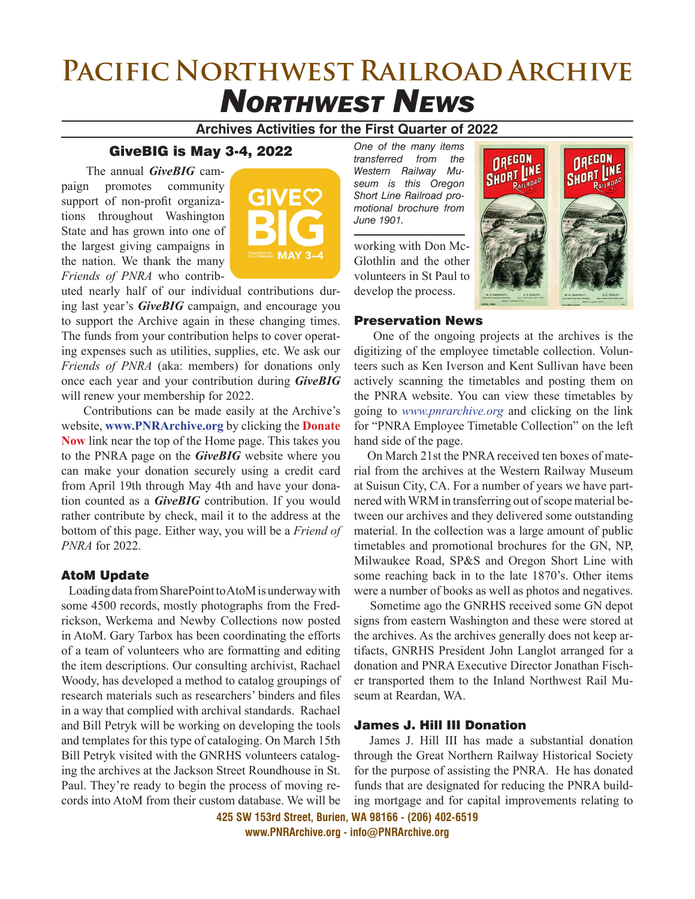# Pacific Northwest Railroad Archive
# *Northwest News*

**Archives Activities for the First Quarter of 2022**

## GiveBIG is May 3-4, 2022

The annual ***GiveBIG*** campaign promotes community support of non-profit organizations throughout Washington State and has grown into one of the largest giving campaigns in the nation. We thank the many *Friends of PNRA* who contributed nearly half of our individual contributions during last year's ***GiveBIG*** campaign, and encourage you to support the Archive again in these changing times. The funds from your contribution helps to cover operating expenses such as utilities, supplies, etc. We ask our *Friends of PNRA* (aka: members) for donations only once each year and your contribution during ***GiveBIG*** will renew your membership for 2022.

Contributions can be made easily at the Archive's website, **www.PNRArchive.org** by clicking the **Donate Now** link near the top of the Home page. This takes you to the PNRA page on the ***GiveBIG*** website where you can make your donation securely using a credit card from April 19th through May 4th and have your donation counted as a ***GiveBIG*** contribution. If you would rather contribute by check, mail it to the address at the bottom of this page. Either way, you will be a *Friend of PNRA* for 2022.

### AtoM Update

Loading data from SharePoint to AtoM is underway with some 4500 records, mostly photographs from the Fredrickson, Werkema and Newby Collections now posted in AtoM. Gary Tarbox has been coordinating the efforts of a team of volunteers who are formatting and editing the item descriptions. Our consulting archivist, Rachael Woody, has developed a method to catalog groupings of research materials such as researchers' binders and files in a way that complied with archival standards. Rachael and Bill Petryk will be working on developing the tools and templates for this type of cataloging. On March 15th Bill Petryk visited with the GNRHS volunteers cataloging the archives at the Jackson Street Roundhouse in St. Paul. They're ready to begin the process of moving records into AtoM from their custom database. We will be working with Don McGlothlin and the other volunteers in St Paul to develop the process.

*One of the many items transferred from the Western Railway Museum is this Oregon Short Line Railroad promotional brochure from June 1901.*

### Preservation News

One of the ongoing projects at the archives is the digitizing of the employee timetable collection. Volunteers such as Ken Iverson and Kent Sullivan have been actively scanning the timetables and posting them on the PNRA website. You can view these timetables by going to *www.pnrarchive.org* and clicking on the link for "PNRA Employee Timetable Collection" on the left hand side of the page.

On March 21st the PNRA received ten boxes of material from the archives at the Western Railway Museum at Suisun City, CA. For a number of years we have partnered with WRM in transferring out of scope material between our archives and they delivered some outstanding material. In the collection was a large amount of public timetables and promotional brochures for the GN, NP, Milwaukee Road, SP&S and Oregon Short Line with some reaching back in to the late 1870's. Other items were a number of books as well as photos and negatives.

Sometime ago the GNRHS received some GN depot signs from eastern Washington and these were stored at the archives. As the archives generally does not keep artifacts, GNRHS President John Langlot arranged for a donation and PNRA Executive Director Jonathan Fischer transported them to the Inland Northwest Rail Museum at Reardan, WA.

### James J. Hill III Donation

James J. Hill III has made a substantial donation through the Great Northern Railway Historical Society for the purpose of assisting the PNRA. He has donated funds that are designated for reducing the PNRA building mortgage and for capital improvements relating to

**425 SW 153rd Street, Burien, WA 98166 - (206) 402-6519**
**www.PNRArchive.org - info@PNRArchive.org**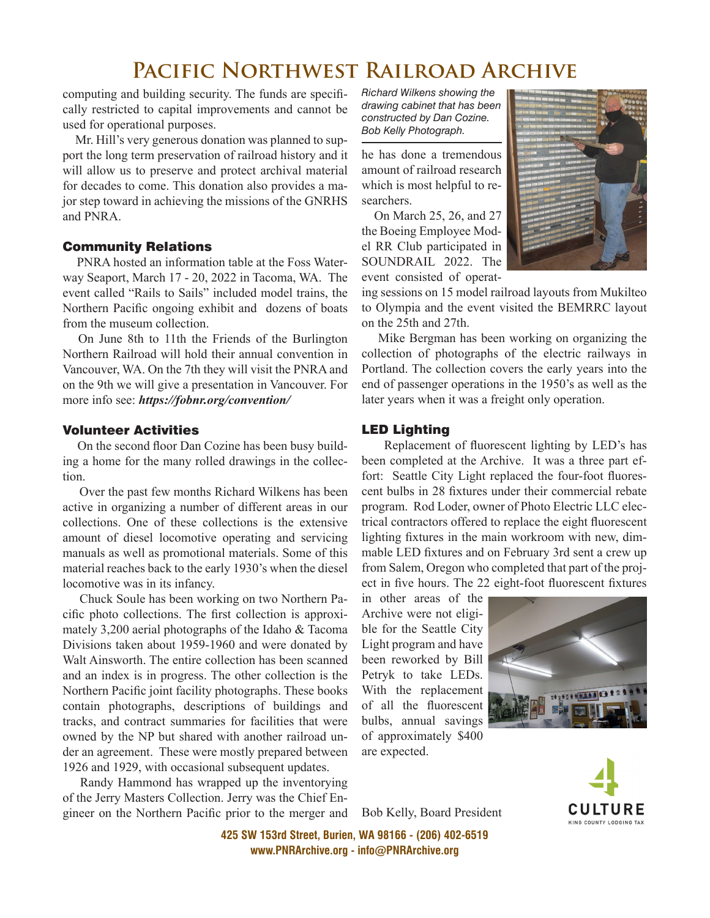computing and building security. The funds are specifically restricted to capital improvements and cannot be used for operational purposes.

Mr. Hill's very generous donation was planned to support the long term preservation of railroad history and it will allow us to preserve and protect archival material for decades to come. This donation also provides a major step toward in achieving the missions of the GNRHS and PNRA.

### Community Relations

PNRA hosted an information table at the Foss Waterway Seaport, March 17 - 20, 2022 in Tacoma, WA. The event called "Rails to Sails" included model trains, the Northern Pacific ongoing exhibit and dozens of boats from the museum collection.

On June 8th to 11th the Friends of the Burlington Northern Railroad will hold their annual convention in Vancouver, WA. On the 7th they will visit the PNRA and on the 9th we will give a presentation in Vancouver. For more info see: ***https://fobnr.org/convention/***

### Volunteer Activities

On the second floor Dan Cozine has been busy building a home for the many rolled drawings in the collection.

Over the past few months Richard Wilkens has been active in organizing a number of different areas in our collections. One of these collections is the extensive amount of diesel locomotive operating and servicing manuals as well as promotional materials. Some of this material reaches back to the early 1930's when the diesel locomotive was in its infancy.

Chuck Soule has been working on two Northern Pacific photo collections. The first collection is approximately 3,200 aerial photographs of the Idaho & Tacoma Divisions taken about 1959-1960 and were donated by Walt Ainsworth. The entire collection has been scanned and an index is in progress. The other collection is the Northern Pacific joint facility photographs. These books contain photographs, descriptions of buildings and tracks, and contract summaries for facilities that were owned by the NP but shared with another railroad under an agreement. These were mostly prepared between 1926 and 1929, with occasional subsequent updates.

Randy Hammond has wrapped up the inventorying of the Jerry Masters Collection. Jerry was the Chief Engineer on the Northern Pacific prior to the merger and he has done a tremendous amount of railroad research which is most helpful to researchers.

*Richard Wilkens showing the drawing cabinet that has been constructed by Dan Cozine. Bob Kelly Photograph.*

On March 25, 26, and 27 the Boeing Employee Model RR Club participated in SOUNDRAIL 2022. The event consisted of operating sessions on 15 model railroad layouts from Mukilteo to Olympia and the event visited the BEMRRC layout on the 25th and 27th.

Mike Bergman has been working on organizing the collection of photographs of the electric railways in Portland. The collection covers the early years into the end of passenger operations in the 1950's as well as the later years when it was a freight only operation.

### LED Lighting

Replacement of fluorescent lighting by LED's has been completed at the Archive. It was a three part effort: Seattle City Light replaced the four-foot fluorescent bulbs in 28 fixtures under their commercial rebate program. Rod Loder, owner of Photo Electric LLC electrical contractors offered to replace the eight fluorescent lighting fixtures in the main workroom with new, dimmable LED fixtures and on February 3rd sent a crew up from Salem, Oregon who completed that part of the project in five hours. The 22 eight-foot fluorescent fixtures in other areas of the Archive were not eligible for the Seattle City Light program and have been reworked by Bill Petryk to take LEDs. With the replacement of all the fluorescent bulbs, annual savings of approximately $400 are expected.

Bob Kelly, Board President

4 CULTURE
KING COUNTY LODGING TAX

**425 SW 153rd Street, Burien, WA 98166 - (206) 402-6519**
**www.PNRArchive.org - info@PNRArchive.org**